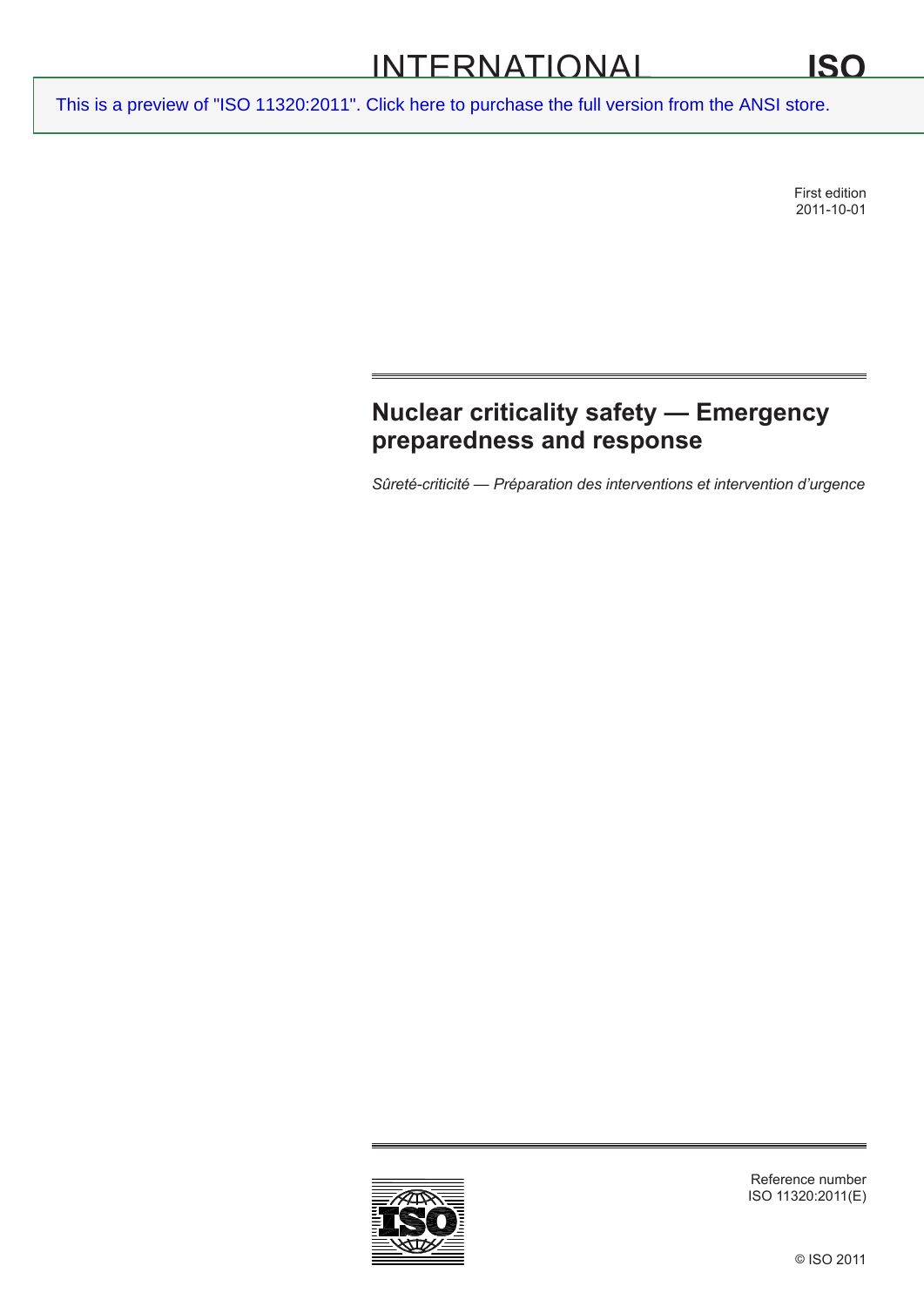INTERNATIONAL STANDARD

ISO 11320

This is a preview of "ISO 11320:2011". Click here to purchase the full version from the ANSI store.

First edition
2011-10-01

# Nuclear criticality safety — Emergency preparedness and response

*Sûreté-criticité — Préparation des interventions et intervention d'urgence*

Reference number
ISO 11320:2011(E)

© ISO 2011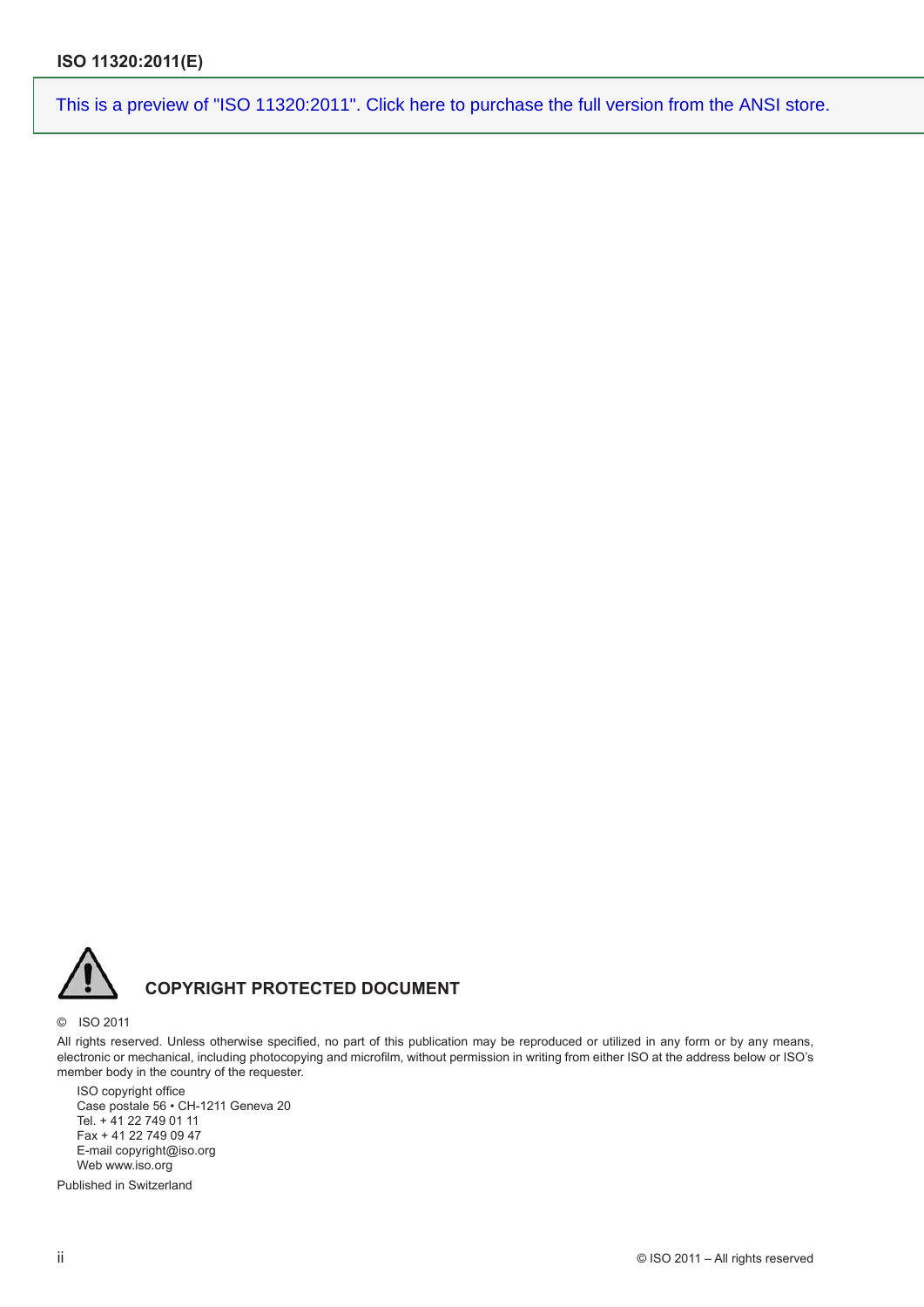This is a preview of "ISO 11320:2011". Click here to purchase the full version from the ANSI store.

## COPYRIGHT PROTECTED DOCUMENT

© ISO 2011

All rights reserved. Unless otherwise specified, no part of this publication may be reproduced or utilized in any form or by any means, electronic or mechanical, including photocopying and microfilm, without permission in writing from either ISO at the address below or ISO's member body in the country of the requester.

ISO copyright office
Case postale 56 • CH-1211 Geneva 20
Tel. + 41 22 749 01 11
Fax + 41 22 749 09 47
E-mail copyright@iso.org
Web www.iso.org

Published in Switzerland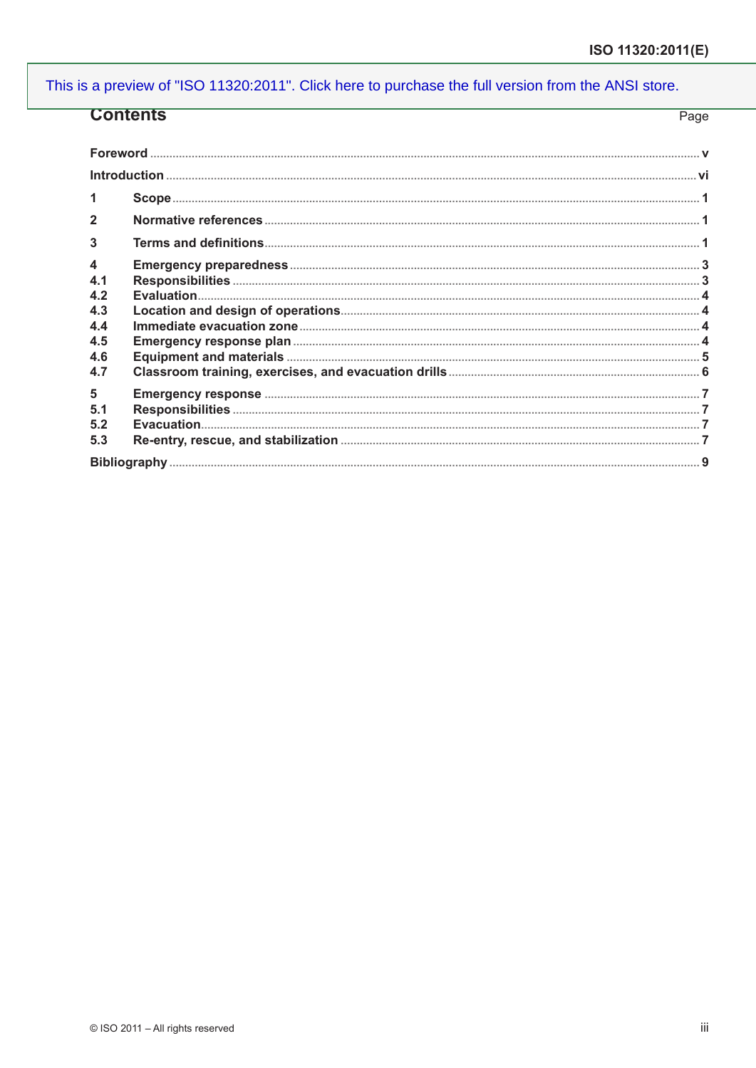## Contents

| | | Page |
|---|---|---|
| Foreword | | v |
| Introduction | | vi |
| 1 | Scope | 1 |
| 2 | Normative references | 1 |
| 3 | Terms and definitions | 1 |
| 4 | Emergency preparedness | 3 |
| 4.1 | Responsibilities | 3 |
| 4.2 | Evaluation | 4 |
| 4.3 | Location and design of operations | 4 |
| 4.4 | Immediate evacuation zone | 4 |
| 4.5 | Emergency response plan | 4 |
| 4.6 | Equipment and materials | 5 |
| 4.7 | Classroom training, exercises, and evacuation drills | 6 |
| 5 | Emergency response | 7 |
| 5.1 | Responsibilities | 7 |
| 5.2 | Evacuation | 7 |
| 5.3 | Re-entry, rescue, and stabilization | 7 |
| Bibliography | | 9 |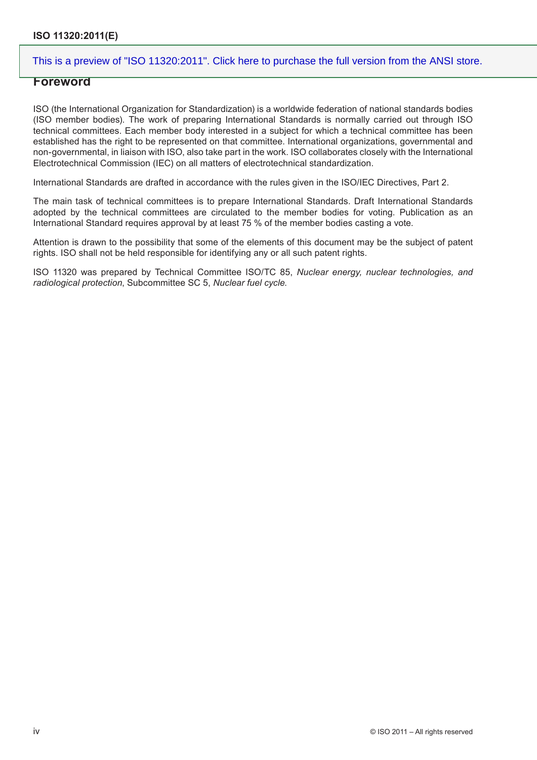## Foreword

ISO (the International Organization for Standardization) is a worldwide federation of national standards bodies (ISO member bodies). The work of preparing International Standards is normally carried out through ISO technical committees. Each member body interested in a subject for which a technical committee has been established has the right to be represented on that committee. International organizations, governmental and non-governmental, in liaison with ISO, also take part in the work. ISO collaborates closely with the International Electrotechnical Commission (IEC) on all matters of electrotechnical standardization.

International Standards are drafted in accordance with the rules given in the ISO/IEC Directives, Part 2.

The main task of technical committees is to prepare International Standards. Draft International Standards adopted by the technical committees are circulated to the member bodies for voting. Publication as an International Standard requires approval by at least 75 % of the member bodies casting a vote.

Attention is drawn to the possibility that some of the elements of this document may be the subject of patent rights. ISO shall not be held responsible for identifying any or all such patent rights.

ISO 11320 was prepared by Technical Committee ISO/TC 85, *Nuclear energy, nuclear technologies, and radiological protection*, Subcommittee SC 5, *Nuclear fuel cycle*.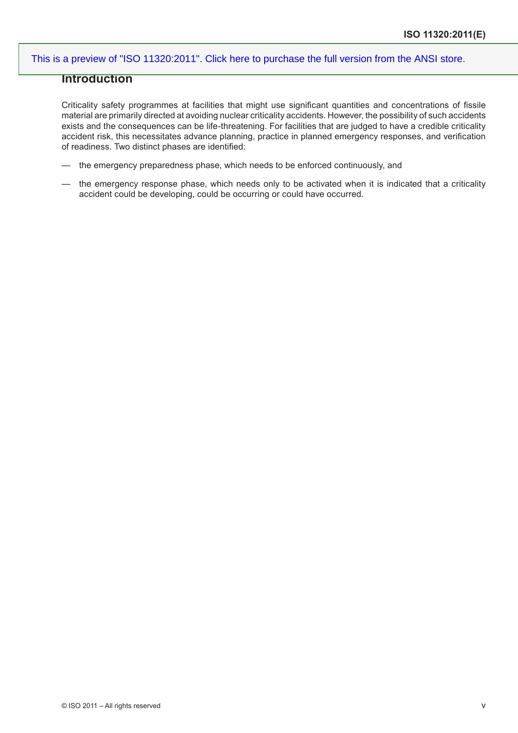## Introduction

Criticality safety programmes at facilities that might use significant quantities and concentrations of fissile material are primarily directed at avoiding nuclear criticality accidents. However, the possibility of such accidents exists and the consequences can be life-threatening. For facilities that are judged to have a credible criticality accident risk, this necessitates advance planning, practice in planned emergency responses, and verification of readiness. Two distinct phases are identified:

— the emergency preparedness phase, which needs to be enforced continuously, and

— the emergency response phase, which needs only to be activated when it is indicated that a criticality accident could be developing, could be occurring or could have occurred.